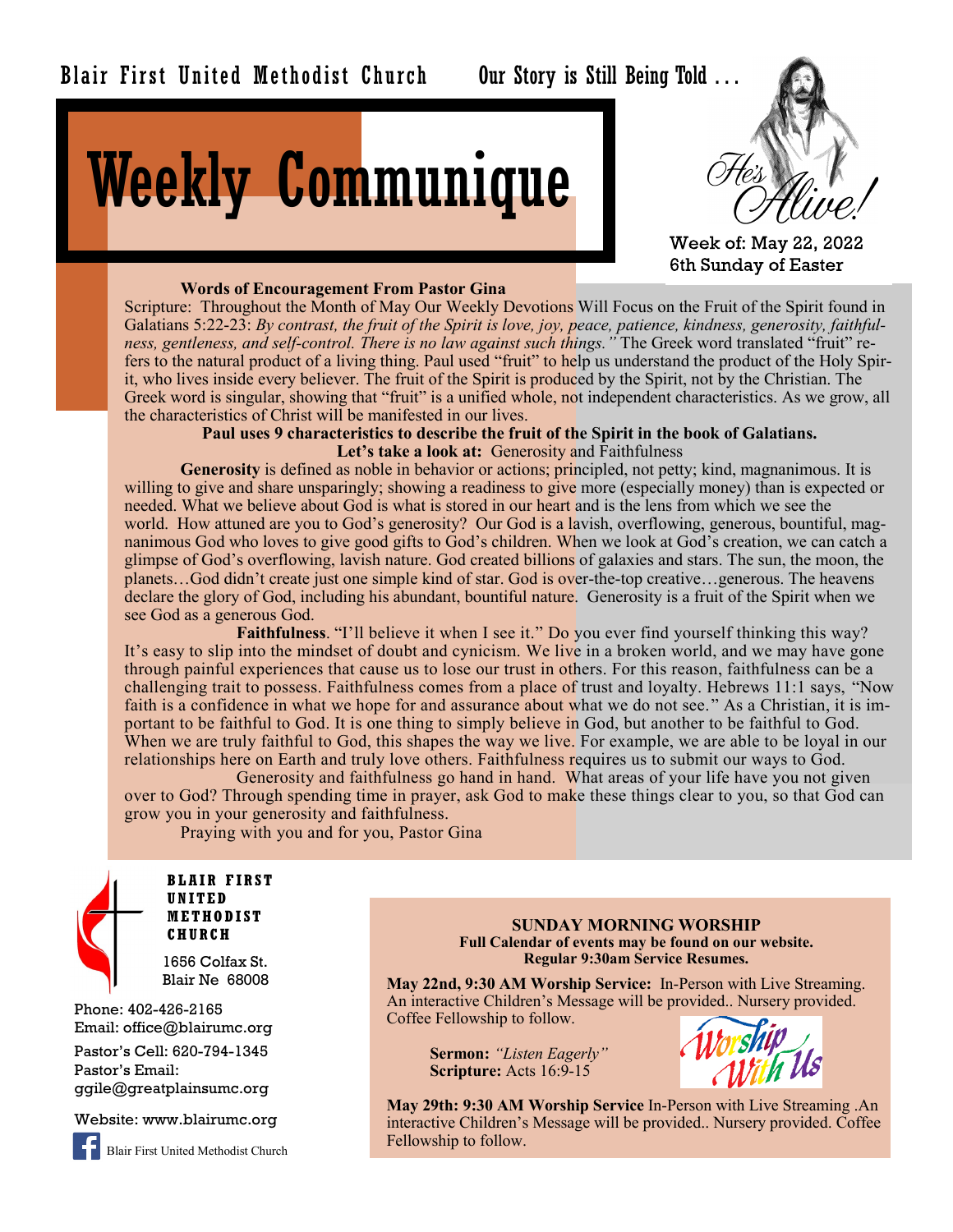Blair First United Methodist Church    Our Story is Still Being Told . . .

# Weekly Communique

He's Alive!

Week of: May 22, 2022
6th Sunday of Easter

**Words of Encouragement From Pastor Gina**

Scripture: Throughout the Month of May Our Weekly Devotions Will Focus on the Fruit of the Spirit found in Galatians 5:22-23: *By contrast, the fruit of the Spirit is love, joy, peace, patience, kindness, generosity, faithfulness, gentleness, and self-control. There is no law against such things."* The Greek word translated "fruit" refers to the natural product of a living thing. Paul used "fruit" to help us understand the product of the Holy Spirit, who lives inside every believer. The fruit of the Spirit is produced by the Spirit, not by the Christian. The Greek word is singular, showing that "fruit" is a unified whole, not independent characteristics. As we grow, all the characteristics of Christ will be manifested in our lives.

**Paul uses 9 characteristics to describe the fruit of the Spirit in the book of Galatians.**
**Let's take a look at:** Generosity and Faithfulness

**Generosity** is defined as noble in behavior or actions; principled, not petty; kind, magnanimous. It is willing to give and share unsparingly; showing a readiness to give more (especially money) than is expected or needed. What we believe about God is what is stored in our heart and is the lens from which we see the world. How attuned are you to God's generosity? Our God is a lavish, overflowing, generous, bountiful, magnanimous God who loves to give good gifts to God's children. When we look at God's creation, we can catch a glimpse of God's overflowing, lavish nature. God created billions of galaxies and stars. The sun, the moon, the planets…God didn't create just one simple kind of star. God is over-the-top creative…generous. The heavens declare the glory of God, including his abundant, bountiful nature. Generosity is a fruit of the Spirit when we see God as a generous God.

**Faithfulness**. "I'll believe it when I see it." Do you ever find yourself thinking this way? It's easy to slip into the mindset of doubt and cynicism. We live in a broken world, and we may have gone through painful experiences that cause us to lose our trust in others. For this reason, faithfulness can be a challenging trait to possess. Faithfulness comes from a place of trust and loyalty. Hebrews 11:1 says, "Now faith is a confidence in what we hope for and assurance about what we do not see." As a Christian, it is important to be faithful to God. It is one thing to simply believe in God, but another to be faithful to God. When we are truly faithful to God, this shapes the way we live. For example, we are able to be loyal in our relationships here on Earth and truly love others. Faithfulness requires us to submit our ways to God.

Generosity and faithfulness go hand in hand. What areas of your life have you not given over to God? Through spending time in prayer, ask God to make these things clear to you, so that God can grow you in your generosity and faithfulness.

Praying with you and for you, Pastor Gina

**BLAIR FIRST UNITED METHODIST CHURCH**

1656 Colfax St.
Blair Ne 68008

Phone: 402-426-2165
Email: office@blairumc.org

Pastor's Cell: 620-794-1345
Pastor's Email:
ggile@greatplainsumc.org

Website: www.blairumc.org

Blair First United Methodist Church

**SUNDAY MORNING WORSHIP**
**Full Calendar of events may be found on our website.**
**Regular 9:30am Service Resumes.**

**May 22nd, 9:30 AM Worship Service:** In-Person with Live Streaming. An interactive Children's Message will be provided.. Nursery provided. Coffee Fellowship to follow.

**Sermon:** *"Listen Eagerly"*
**Scripture:** Acts 16:9-15

Worship With Us

**May 29th: 9:30 AM Worship Service** In-Person with Live Streaming .An interactive Children's Message will be provided.. Nursery provided. Coffee Fellowship to follow.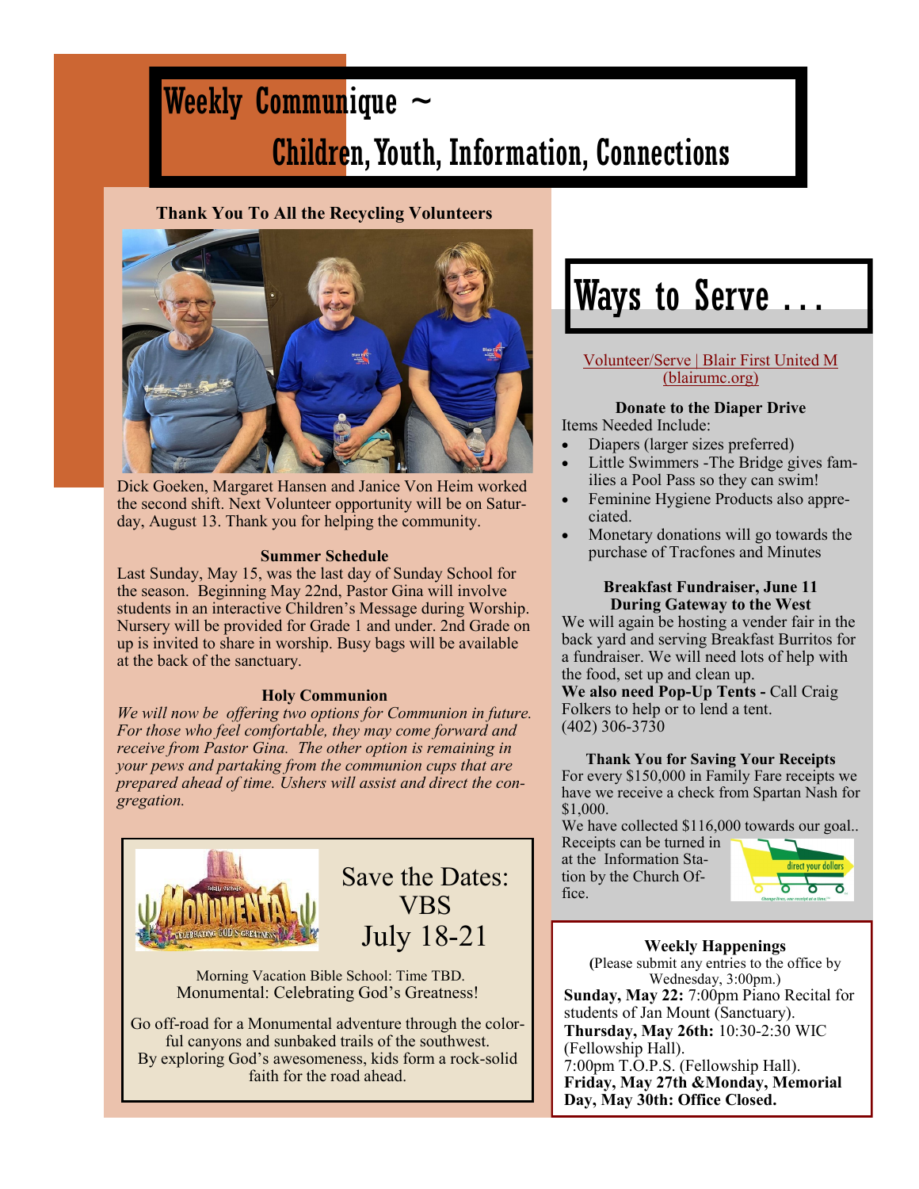# Weekly Communique ~

## Children, Youth, Information, Connections

### Thank You To All the Recycling Volunteers

Dick Goeken, Margaret Hansen and Janice Von Heim worked the second shift. Next Volunteer opportunity will be on Saturday, August 13. Thank you for helping the community.

### Summer Schedule

Last Sunday, May 15, was the last day of Sunday School for the season. Beginning May 22nd, Pastor Gina will involve students in an interactive Children's Message during Worship. Nursery will be provided for Grade 1 and under. 2nd Grade on up is invited to share in worship. Busy bags will be available at the back of the sanctuary.

### Holy Communion

*We will now be offering two options for Communion in future. For those who feel comfortable, they may come forward and receive from Pastor Gina. The other option is remaining in your pews and partaking from the communion cups that are prepared ahead of time. Ushers will assist and direct the congregation.*

### Save the Dates: VBS July 18-21

Morning Vacation Bible School: Time TBD.
Monumental: Celebrating God's Greatness!

Go off-road for a Monumental adventure through the colorful canyons and sunbaked trails of the southwest. By exploring God's awesomeness, kids form a rock-solid faith for the road ahead.

# Ways to Serve . . .

Volunteer/Serve | Blair First United M (blairumc.org)

### Donate to the Diaper Drive

Items Needed Include:

- Diapers (larger sizes preferred)
- Little Swimmers -The Bridge gives families a Pool Pass so they can swim!
- Feminine Hygiene Products also appreciated.
- Monetary donations will go towards the purchase of Tracfones and Minutes

### Breakfast Fundraiser, June 11 During Gateway to the West

We will again be hosting a vender fair in the back yard and serving Breakfast Burritos for a fundraiser. We will need lots of help with the food, set up and clean up.
**We also need Pop-Up Tents -** Call Craig Folkers to help or to lend a tent. (402) 306-3730

### Thank You for Saving Your Receipts

For every $150,000 in Family Fare receipts we have we receive a check from Spartan Nash for $1,000.
We have collected $116,000 towards our goal.. Receipts can be turned in at the Information Station by the Church Office.

### Weekly Happenings

(Please submit any entries to the office by Wednesday, 3:00pm.)

**Sunday, May 22:** 7:00pm Piano Recital for students of Jan Mount (Sanctuary).
**Thursday, May 26th:** 10:30-2:30 WIC (Fellowship Hall).
7:00pm T.O.P.S. (Fellowship Hall).
**Friday, May 27th &Monday, Memorial Day, May 30th: Office Closed.**